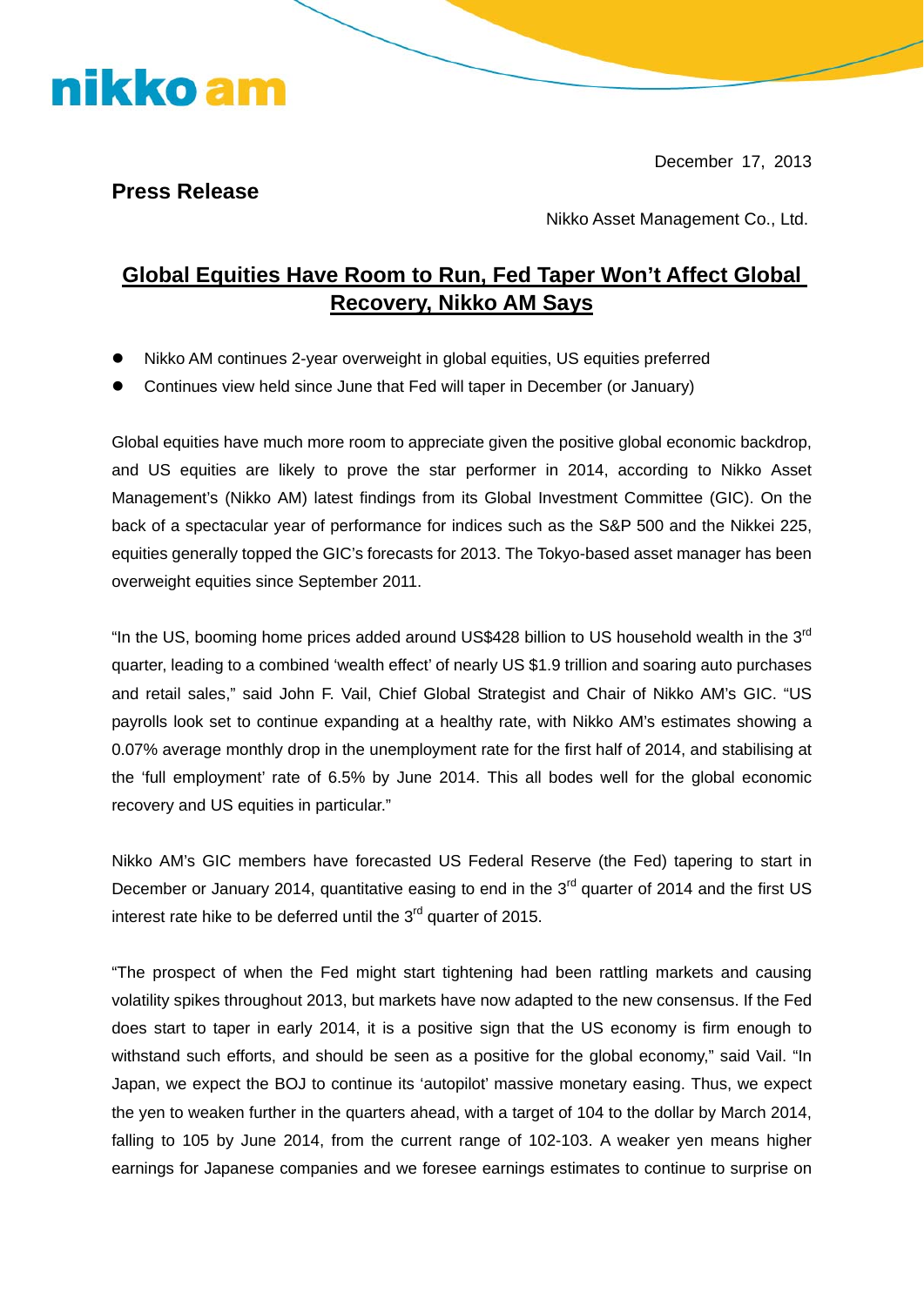nikko am

December 17, 2013

**Press Release**

Nikko Asset Management Co., Ltd.

# Global Equities Have Room to Run, Fed Taper Won't Affect Global Recovery, Nikko AM Says

- Nikko AM continues 2-year overweight in global equities, US equities preferred
- Continues view held since June that Fed will taper in December (or January)

Global equities have much more room to appreciate given the positive global economic backdrop, and US equities are likely to prove the star performer in 2014, according to Nikko Asset Management's (Nikko AM) latest findings from its Global Investment Committee (GIC). On the back of a spectacular year of performance for indices such as the S&P 500 and the Nikkei 225, equities generally topped the GIC's forecasts for 2013. The Tokyo-based asset manager has been overweight equities since September 2011.

"In the US, booming home prices added around US$428 billion to US household wealth in the 3rd quarter, leading to a combined 'wealth effect' of nearly US $1.9 trillion and soaring auto purchases and retail sales," said John F. Vail, Chief Global Strategist and Chair of Nikko AM's GIC. "US payrolls look set to continue expanding at a healthy rate, with Nikko AM's estimates showing a 0.07% average monthly drop in the unemployment rate for the first half of 2014, and stabilising at the 'full employment' rate of 6.5% by June 2014. This all bodes well for the global economic recovery and US equities in particular."

Nikko AM's GIC members have forecasted US Federal Reserve (the Fed) tapering to start in December or January 2014, quantitative easing to end in the 3rd quarter of 2014 and the first US interest rate hike to be deferred until the 3rd quarter of 2015.

"The prospect of when the Fed might start tightening had been rattling markets and causing volatility spikes throughout 2013, but markets have now adapted to the new consensus. If the Fed does start to taper in early 2014, it is a positive sign that the US economy is firm enough to withstand such efforts, and should be seen as a positive for the global economy," said Vail. "In Japan, we expect the BOJ to continue its 'autopilot' massive monetary easing. Thus, we expect the yen to weaken further in the quarters ahead, with a target of 104 to the dollar by March 2014, falling to 105 by June 2014, from the current range of 102-103. A weaker yen means higher earnings for Japanese companies and we foresee earnings estimates to continue to surprise on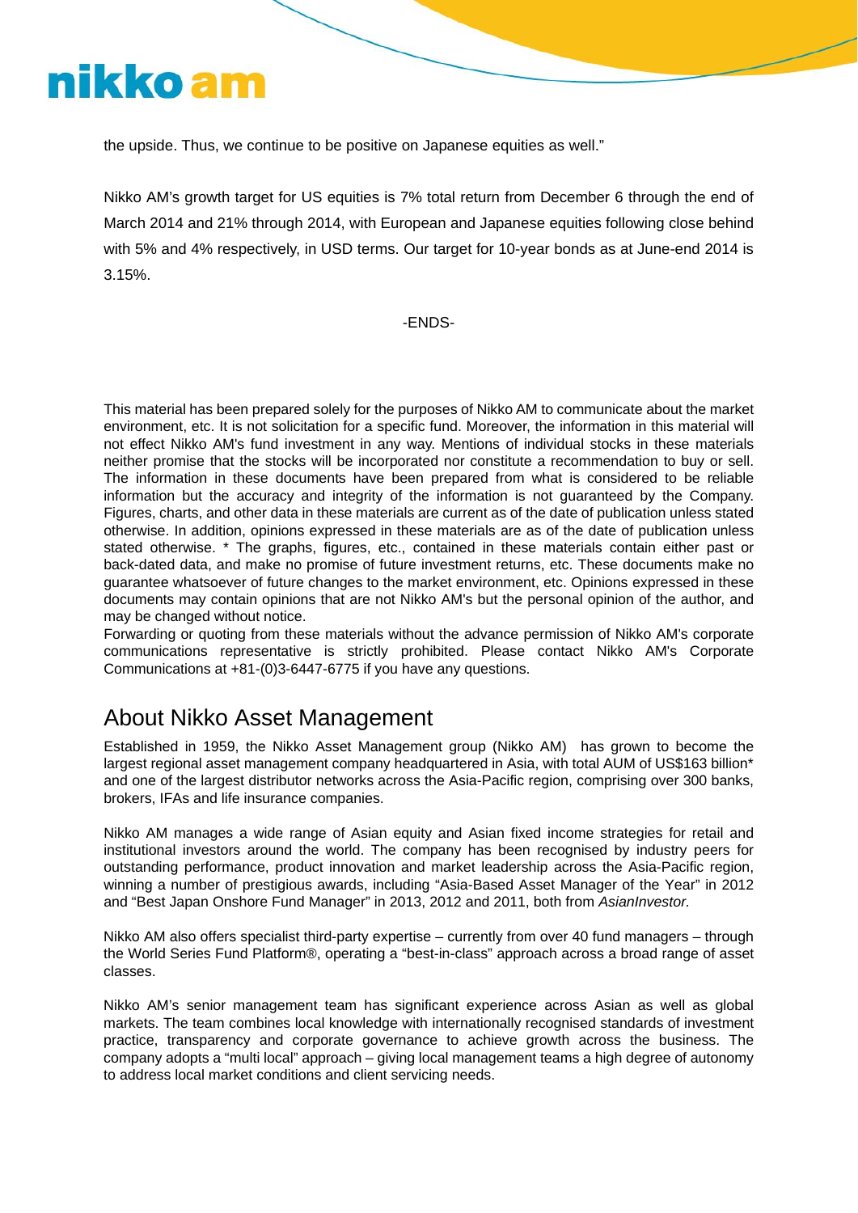the upside. Thus, we continue to be positive on Japanese equities as well."

Nikko AM's growth target for US equities is 7% total return from December 6 through the end of March 2014 and 21% through 2014, with European and Japanese equities following close behind with 5% and 4% respectively, in USD terms. Our target for 10-year bonds as at June-end 2014 is 3.15%.

-ENDS-

This material has been prepared solely for the purposes of Nikko AM to communicate about the market environment, etc. It is not solicitation for a specific fund. Moreover, the information in this material will not effect Nikko AM's fund investment in any way. Mentions of individual stocks in these materials neither promise that the stocks will be incorporated nor constitute a recommendation to buy or sell. The information in these documents have been prepared from what is considered to be reliable information but the accuracy and integrity of the information is not guaranteed by the Company. Figures, charts, and other data in these materials are current as of the date of publication unless stated otherwise. In addition, opinions expressed in these materials are as of the date of publication unless stated otherwise. * The graphs, figures, etc., contained in these materials contain either past or back-dated data, and make no promise of future investment returns, etc. These documents make no guarantee whatsoever of future changes to the market environment, etc. Opinions expressed in these documents may contain opinions that are not Nikko AM's but the personal opinion of the author, and may be changed without notice.
Forwarding or quoting from these materials without the advance permission of Nikko AM's corporate communications representative is strictly prohibited. Please contact Nikko AM's Corporate Communications at +81-(0)3-6447-6775 if you have any questions.

## About Nikko Asset Management

Established in 1959, the Nikko Asset Management group (Nikko AM) has grown to become the largest regional asset management company headquartered in Asia, with total AUM of US$163 billion* and one of the largest distributor networks across the Asia-Pacific region, comprising over 300 banks, brokers, IFAs and life insurance companies.

Nikko AM manages a wide range of Asian equity and Asian fixed income strategies for retail and institutional investors around the world. The company has been recognised by industry peers for outstanding performance, product innovation and market leadership across the Asia-Pacific region, winning a number of prestigious awards, including "Asia-Based Asset Manager of the Year" in 2012 and "Best Japan Onshore Fund Manager" in 2013, 2012 and 2011, both from *AsianInvestor.*

Nikko AM also offers specialist third-party expertise – currently from over 40 fund managers – through the World Series Fund Platform®, operating a "best-in-class" approach across a broad range of asset classes.

Nikko AM's senior management team has significant experience across Asian as well as global markets. The team combines local knowledge with internationally recognised standards of investment practice, transparency and corporate governance to achieve growth across the business. The company adopts a "multi local" approach – giving local management teams a high degree of autonomy to address local market conditions and client servicing needs.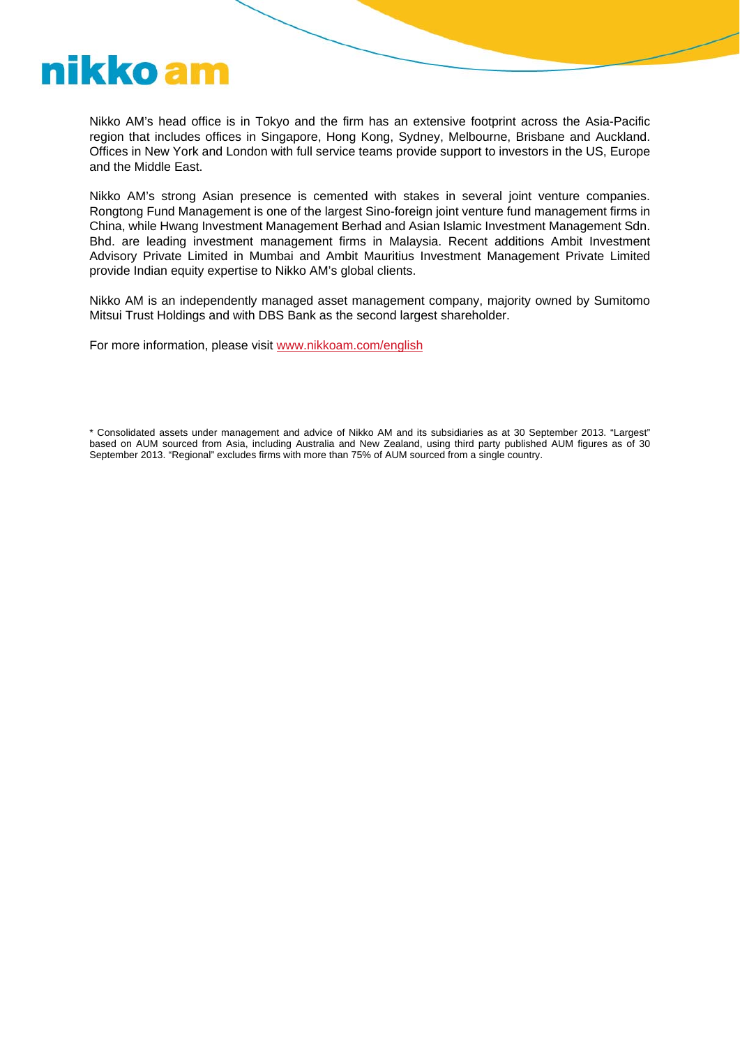Nikko AM's head office is in Tokyo and the firm has an extensive footprint across the Asia-Pacific region that includes offices in Singapore, Hong Kong, Sydney, Melbourne, Brisbane and Auckland. Offices in New York and London with full service teams provide support to investors in the US, Europe and the Middle East.

Nikko AM's strong Asian presence is cemented with stakes in several joint venture companies. Rongtong Fund Management is one of the largest Sino-foreign joint venture fund management firms in China, while Hwang Investment Management Berhad and Asian Islamic Investment Management Sdn. Bhd. are leading investment management firms in Malaysia. Recent additions Ambit Investment Advisory Private Limited in Mumbai and Ambit Mauritius Investment Management Private Limited provide Indian equity expertise to Nikko AM's global clients.

Nikko AM is an independently managed asset management company, majority owned by Sumitomo Mitsui Trust Holdings and with DBS Bank as the second largest shareholder.

For more information, please visit [www.nikkoam.com/english](http://www.nikkoam.com/english)

* Consolidated assets under management and advice of Nikko AM and its subsidiaries as at 30 September 2013. "Largest" based on AUM sourced from Asia, including Australia and New Zealand, using third party published AUM figures as of 30 September 2013. "Regional" excludes firms with more than 75% of AUM sourced from a single country.